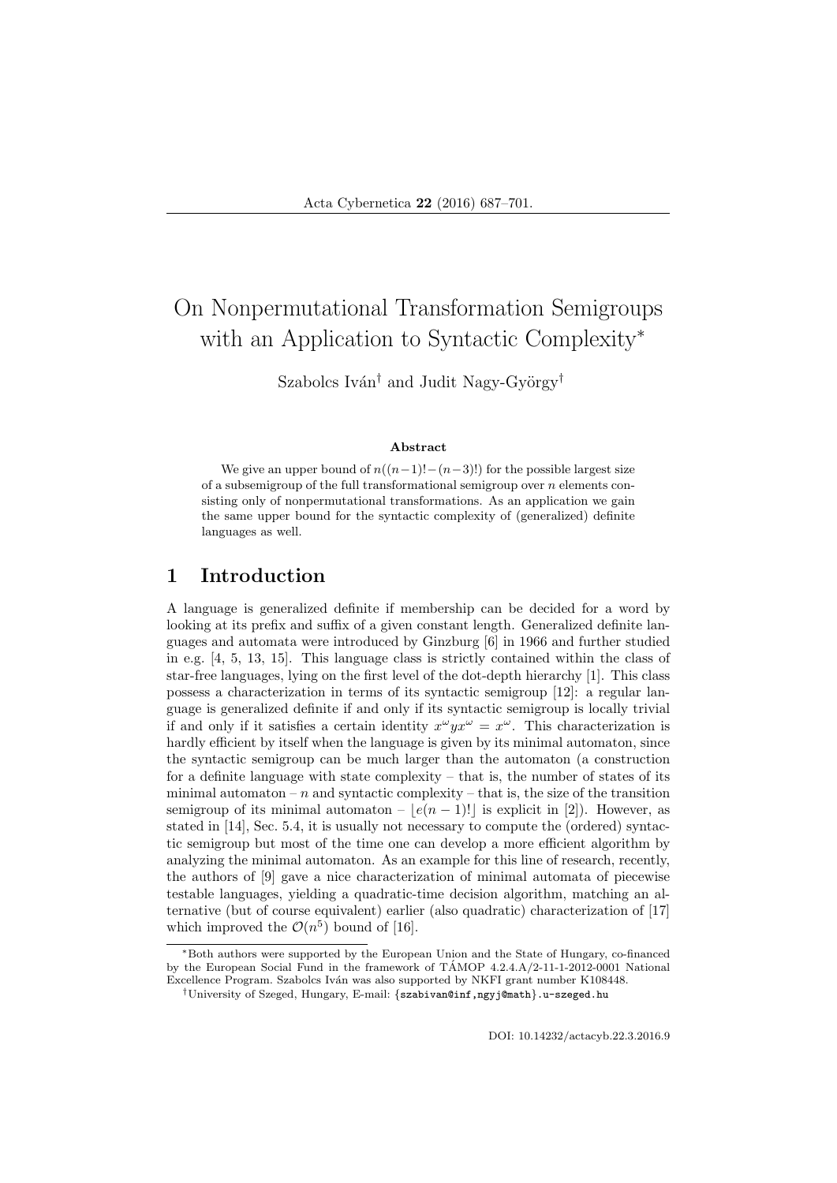# On Nonpermutational Transformation Semigroups with an Application to Syntactic Complexity*

Szabolcs Iván[†] and Judit Nagy-György[†]

### Abstract

We give an upper bound of $n((n-1)!-(n-3)!)$ for the possible largest size of a subsemigroup of the full transformational semigroup over $n$ elements consisting only of nonpermutational transformations. As an application we gain the same upper bound for the syntactic complexity of (generalized) definite languages as well.

## 1 Introduction

A language is generalized definite if membership can be decided for a word by looking at its prefix and suffix of a given constant length. Generalized definite languages and automata were introduced by Ginzburg [6] in 1966 and further studied in e.g. [4, 5, 13, 15]. This language class is strictly contained within the class of star-free languages, lying on the first level of the dot-depth hierarchy [1]. This class possess a characterization in terms of its syntactic semigroup [12]: a regular language is generalized definite if and only if its syntactic semigroup is locally trivial if and only if it satisfies a certain identity $x^\omega y x^\omega = x^\omega$. This characterization is hardly efficient by itself when the language is given by its minimal automaton, since the syntactic semigroup can be much larger than the automaton (a construction for a definite language with state complexity – that is, the number of states of its minimal automaton – $n$ and syntactic complexity – that is, the size of the transition semigroup of its minimal automaton – $\lfloor e(n-1)! \rfloor$ is explicit in [2]). However, as stated in [14], Sec. 5.4, it is usually not necessary to compute the (ordered) syntactic semigroup but most of the time one can develop a more efficient algorithm by analyzing the minimal automaton. As an example for this line of research, recently, the authors of [9] gave a nice characterization of minimal automata of piecewise testable languages, yielding a quadratic-time decision algorithm, matching an alternative (but of course equivalent) earlier (also quadratic) characterization of [17] which improved the $\mathcal{O}(n^5)$ bound of [16].

*Both authors were supported by the European Union and the State of Hungary, co-financed by the European Social Fund in the framework of TÁMOP 4.2.4.A/2-11-1-2012-0001 National Excellence Program. Szabolcs Iván was also supported by NKFI grant number K108448.

[†]University of Szeged, Hungary, E-mail: {szabivan@inf,ngyj@math}.u-szeged.hu

DOI: 10.14232/actacyb.22.3.2016.9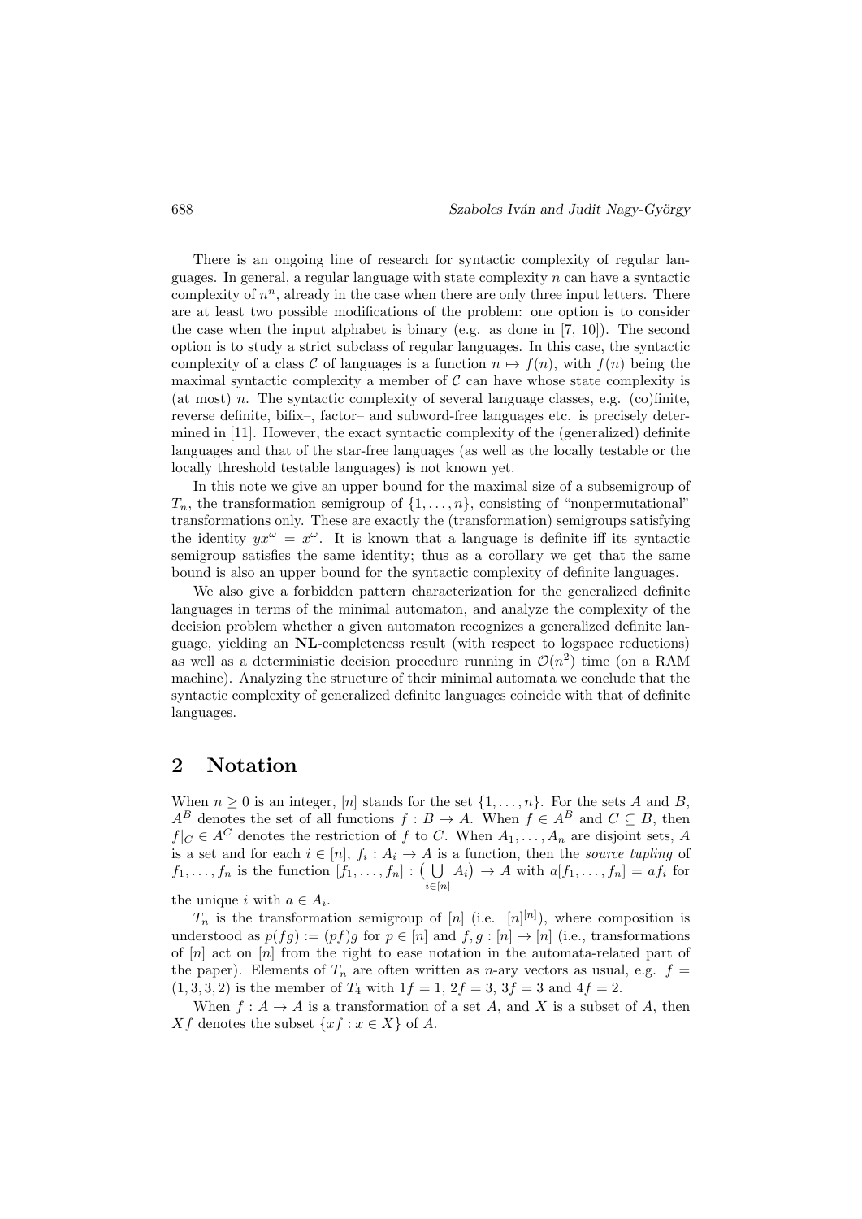There is an ongoing line of research for syntactic complexity of regular languages. In general, a regular language with state complexity $n$ can have a syntactic complexity of $n^n$, already in the case when there are only three input letters. There are at least two possible modifications of the problem: one option is to consider the case when the input alphabet is binary (e.g. as done in [7, 10]). The second option is to study a strict subclass of regular languages. In this case, the syntactic complexity of a class $\mathcal{C}$ of languages is a function $n \mapsto f(n)$, with $f(n)$ being the maximal syntactic complexity a member of $\mathcal{C}$ can have whose state complexity is (at most) $n$. The syntactic complexity of several language classes, e.g. (co)finite, reverse definite, bifix–, factor– and subword-free languages etc. is precisely determined in [11]. However, the exact syntactic complexity of the (generalized) definite languages and that of the star-free languages (as well as the locally testable or the locally threshold testable languages) is not known yet.

In this note we give an upper bound for the maximal size of a subsemigroup of $T_n$, the transformation semigroup of $\{1, \ldots, n\}$, consisting of "nonpermutational" transformations only. These are exactly the (transformation) semigroups satisfying the identity $yx^\omega = x^\omega$. It is known that a language is definite iff its syntactic semigroup satisfies the same identity; thus as a corollary we get that the same bound is also an upper bound for the syntactic complexity of definite languages.

We also give a forbidden pattern characterization for the generalized definite languages in terms of the minimal automaton, and analyze the complexity of the decision problem whether a given automaton recognizes a generalized definite language, yielding an **NL**-completeness result (with respect to logspace reductions) as well as a deterministic decision procedure running in $\mathcal{O}(n^2)$ time (on a RAM machine). Analyzing the structure of their minimal automata we conclude that the syntactic complexity of generalized definite languages coincide with that of definite languages.

## 2 Notation

When $n \geq 0$ is an integer, $[n]$ stands for the set $\{1, \ldots, n\}$. For the sets $A$ and $B$, $A^B$ denotes the set of all functions $f : B \to A$. When $f \in A^B$ and $C \subseteq B$, then $f|_C \in A^C$ denotes the restriction of $f$ to $C$. When $A_1, \ldots, A_n$ are disjoint sets, $A$ is a set and for each $i \in [n]$, $f_i : A_i \to A$ is a function, then the *source tupling* of $f_1, \ldots, f_n$ is the function $[f_1, \ldots, f_n] : \big(\bigcup\limits_{i \in [n]} A_i\big) \to A$ with $a[f_1, \ldots, f_n] = af_i$ for the unique $i$ with $a \in A_i$.

$T_n$ is the transformation semigroup of $[n]$ (i.e. $[n]^{[n]}$), where composition is understood as $p(fg) := (pf)g$ for $p \in [n]$ and $f, g : [n] \to [n]$ (i.e., transformations of $[n]$ act on $[n]$ from the right to ease notation in the automata-related part of the paper). Elements of $T_n$ are often written as $n$-ary vectors as usual, e.g. $f = (1, 3, 3, 2)$ is the member of $T_4$ with $1f = 1$, $2f = 3$, $3f = 3$ and $4f = 2$.

When $f : A \to A$ is a transformation of a set $A$, and $X$ is a subset of $A$, then $Xf$ denotes the subset $\{xf : x \in X\}$ of $A$.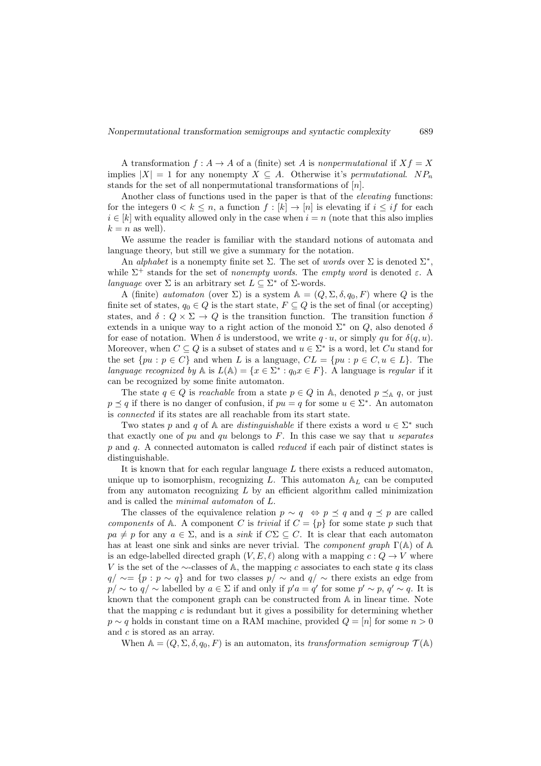A transformation $f : A \to A$ of a (finite) set $A$ is *nonpermutational* if $Xf = X$ implies $|X| = 1$ for any nonempty $X \subseteq A$. Otherwise it's *permutational*. $NP_n$ stands for the set of all nonpermutational transformations of $[n]$.

Another class of functions used in the paper is that of the *elevating* functions: for the integers $0 < k \leq n$, a function $f : [k] \to [n]$ is elevating if $i \leq if$ for each $i \in [k]$ with equality allowed only in the case when $i = n$ (note that this also implies $k = n$ as well).

We assume the reader is familiar with the standard notions of automata and language theory, but still we give a summary for the notation.

An *alphabet* is a nonempty finite set $\Sigma$. The set of *words* over $\Sigma$ is denoted $\Sigma^*$, while $\Sigma^+$ stands for the set of *nonempty words*. The *empty word* is denoted $\varepsilon$. A *language* over $\Sigma$ is an arbitrary set $L \subseteq \Sigma^*$ of $\Sigma$-words.

A (finite) *automaton* (over $\Sigma$) is a system $\mathbb{A} = (Q, \Sigma, \delta, q_0, F)$ where $Q$ is the finite set of states, $q_0 \in Q$ is the start state, $F \subseteq Q$ is the set of final (or accepting) states, and $\delta : Q \times \Sigma \to Q$ is the transition function. The transition function $\delta$ extends in a unique way to a right action of the monoid $\Sigma^*$ on $Q$, also denoted $\delta$ for ease of notation. When $\delta$ is understood, we write $q \cdot u$, or simply $qu$ for $\delta(q, u)$. Moreover, when $C \subseteq Q$ is a subset of states and $u \in \Sigma^*$ is a word, let $Cu$ stand for the set $\{pu : p \in C\}$ and when $L$ is a language, $CL = \{pu : p \in C, u \in L\}$. The *language recognized by* $\mathbb{A}$ is $L(\mathbb{A}) = \{x \in \Sigma^* : q_0 x \in F\}$. A language is *regular* if it can be recognized by some finite automaton.

The state $q \in Q$ is *reachable* from a state $p \in Q$ in $\mathbb{A}$, denoted $p \preceq_{\mathbb{A}} q$, or just $p \preceq q$ if there is no danger of confusion, if $pu = q$ for some $u \in \Sigma^*$. An automaton is *connected* if its states are all reachable from its start state.

Two states $p$ and $q$ of $\mathbb{A}$ are *distinguishable* if there exists a word $u \in \Sigma^*$ such that exactly one of $pu$ and $qu$ belongs to $F$. In this case we say that $u$ *separates* $p$ and $q$. A connected automaton is called *reduced* if each pair of distinct states is distinguishable.

It is known that for each regular language $L$ there exists a reduced automaton, unique up to isomorphism, recognizing $L$. This automaton $\mathbb{A}_L$ can be computed from any automaton recognizing $L$ by an efficient algorithm called minimization and is called the *minimal automaton* of $L$.

The classes of the equivalence relation $p \sim q \Leftrightarrow p \preceq q$ and $q \preceq p$ are called *components* of $\mathbb{A}$. A component $C$ is *trivial* if $C = \{p\}$ for some state $p$ such that $pa \neq p$ for any $a \in \Sigma$, and is a *sink* if $C\Sigma \subseteq C$. It is clear that each automaton has at least one sink and sinks are never trivial. The *component graph* $\Gamma(\mathbb{A})$ of $\mathbb{A}$ is an edge-labelled directed graph $(V, E, \ell)$ along with a mapping $c : Q \to V$ where $V$ is the set of the $\sim$-classes of $\mathbb{A}$, the mapping $c$ associates to each state $q$ its class $q/\sim = \{p : p \sim q\}$ and for two classes $p/\sim$ and $q/\sim$ there exists an edge from $p/\sim$ to $q/\sim$ labelled by $a \in \Sigma$ if and only if $p'a = q'$ for some $p' \sim p$, $q' \sim q$. It is known that the component graph can be constructed from $\mathbb{A}$ in linear time. Note that the mapping $c$ is redundant but it gives a possibility for determining whether $p \sim q$ holds in constant time on a RAM machine, provided $Q = [n]$ for some $n > 0$ and $c$ is stored as an array.

When $\mathbb{A} = (Q, \Sigma, \delta, q_0, F)$ is an automaton, its *transformation semigroup* $\mathcal{T}(\mathbb{A})$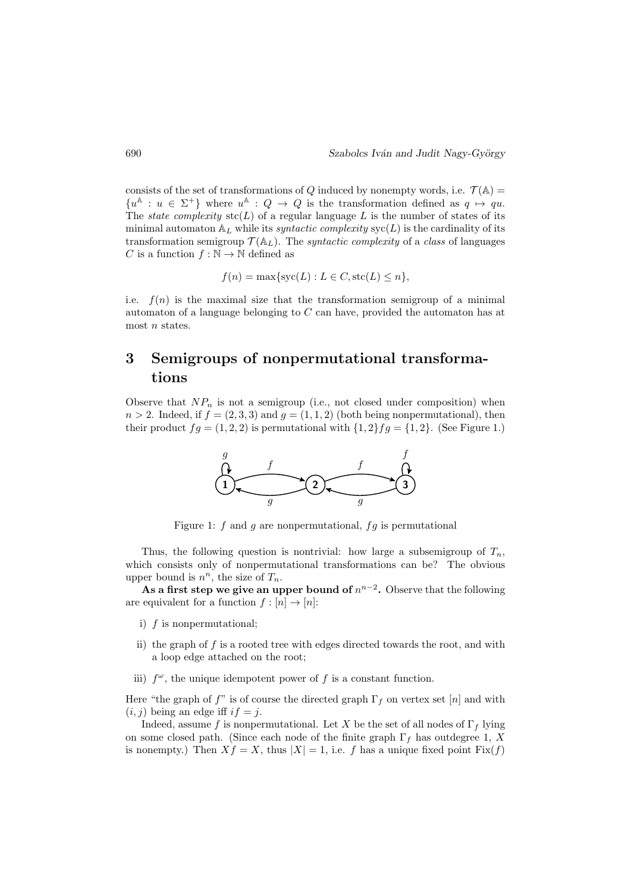consists of the set of transformations of $Q$ induced by nonempty words, i.e. $\mathcal{T}(\mathbb{A}) = \{u^{\mathbb{A}} : u \in \Sigma^+\}$ where $u^{\mathbb{A}} : Q \to Q$ is the transformation defined as $q \mapsto qu$. The *state complexity* $\mathrm{stc}(L)$ of a regular language $L$ is the number of states of its minimal automaton $\mathbb{A}_L$ while its *syntactic complexity* $\mathrm{syc}(L)$ is the cardinality of its transformation semigroup $\mathcal{T}(\mathbb{A}_L)$. The *syntactic complexity* of a *class* of languages $C$ is a function $f : \mathbb{N} \to \mathbb{N}$ defined as

$$f(n) = \max\{\mathrm{syc}(L) : L \in C, \mathrm{stc}(L) \leq n\},$$

i.e. $f(n)$ is the maximal size that the transformation semigroup of a minimal automaton of a language belonging to $C$ can have, provided the automaton has at most $n$ states.

## 3 Semigroups of nonpermutational transformations

Observe that $NP_n$ is not a semigroup (i.e., not closed under composition) when $n > 2$. Indeed, if $f = (2, 3, 3)$ and $g = (1, 1, 2)$ (both being nonpermutational), then their product $fg = (1, 2, 2)$ is permutational with $\{1, 2\}fg = \{1, 2\}$. (See Figure 1.)

Figure 1: $f$ and $g$ are nonpermutational, $fg$ is permutational

Thus, the following question is nontrivial: how large a subsemigroup of $T_n$, which consists only of nonpermutational transformations can be? The obvious upper bound is $n^n$, the size of $T_n$.

**As a first step we give an upper bound of $n^{n-2}$.** Observe that the following are equivalent for a function $f : [n] \to [n]$:

- i) $f$ is nonpermutational;
- ii) the graph of $f$ is a rooted tree with edges directed towards the root, and with a loop edge attached on the root;
- iii) $f^\omega$, the unique idempotent power of $f$ is a constant function.

Here "the graph of $f$" is of course the directed graph $\Gamma_f$ on vertex set $[n]$ and with $(i, j)$ being an edge iff $if = j$.

Indeed, assume $f$ is nonpermutational. Let $X$ be the set of all nodes of $\Gamma_f$ lying on some closed path. (Since each node of the finite graph $\Gamma_f$ has outdegree 1, $X$ is nonempty.) Then $Xf = X$, thus $|X| = 1$, i.e. $f$ has a unique fixed point $\mathrm{Fix}(f)$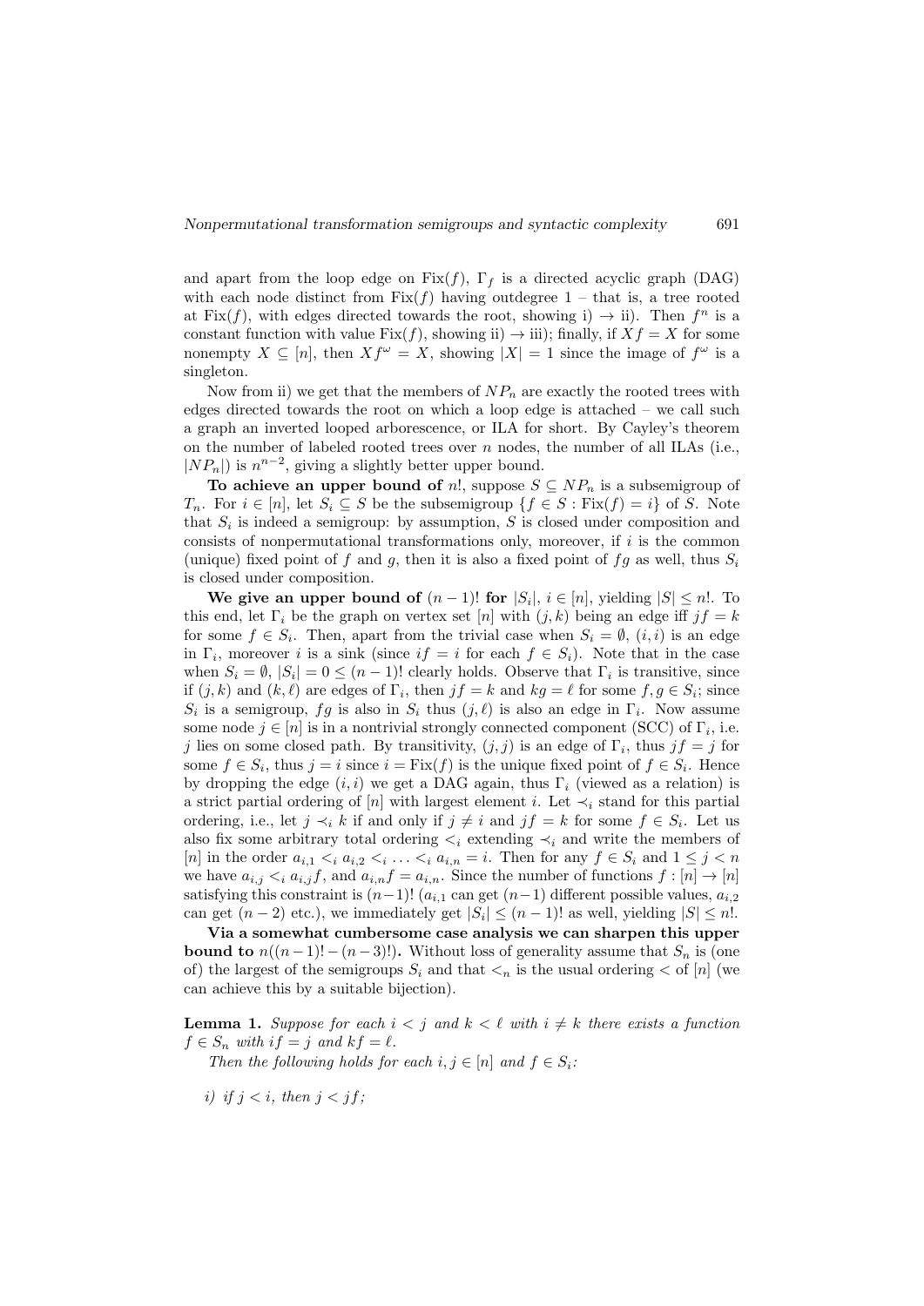and apart from the loop edge on $\mathrm{Fix}(f)$, $\Gamma_f$ is a directed acyclic graph (DAG) with each node distinct from $\mathrm{Fix}(f)$ having outdegree 1 – that is, a tree rooted at $\mathrm{Fix}(f)$, with edges directed towards the root, showing i) → ii). Then $f^n$ is a constant function with value $\mathrm{Fix}(f)$, showing ii) → iii); finally, if $Xf = X$ for some nonempty $X \subseteq [n]$, then $Xf^\omega = X$, showing $|X| = 1$ since the image of $f^\omega$ is a singleton.

Now from ii) we get that the members of $NP_n$ are exactly the rooted trees with edges directed towards the root on which a loop edge is attached – we call such a graph an inverted looped arborescence, or ILA for short. By Cayley's theorem on the number of labeled rooted trees over $n$ nodes, the number of all ILAs (i.e., $|NP_n|$) is $n^{n-2}$, giving a slightly better upper bound.

**To achieve an upper bound of** $n!$, suppose $S \subseteq NP_n$ is a subsemigroup of $T_n$. For $i \in [n]$, let $S_i \subseteq S$ be the subsemigroup $\{f \in S : \mathrm{Fix}(f) = i\}$ of $S$. Note that $S_i$ is indeed a semigroup: by assumption, $S$ is closed under composition and consists of nonpermutational transformations only, moreover, if $i$ is the common (unique) fixed point of $f$ and $g$, then it is also a fixed point of $fg$ as well, thus $S_i$ is closed under composition.

**We give an upper bound of** $(n-1)!$ **for** $|S_i|$, $i \in [n]$, yielding $|S| \leq n!$. To this end, let $\Gamma_i$ be the graph on vertex set $[n]$ with $(j,k)$ being an edge iff $jf = k$ for some $f \in S_i$. Then, apart from the trivial case when $S_i = \emptyset$, $(i,i)$ is an edge in $\Gamma_i$, moreover $i$ is a sink (since $if = i$ for each $f \in S_i$). Note that in the case when $S_i = \emptyset$, $|S_i| = 0 \leq (n-1)!$ clearly holds. Observe that $\Gamma_i$ is transitive, since if $(j,k)$ and $(k,\ell)$ are edges of $\Gamma_i$, then $jf = k$ and $kg = \ell$ for some $f, g \in S_i$; since $S_i$ is a semigroup, $fg$ is also in $S_i$ thus $(j,\ell)$ is also an edge in $\Gamma_i$. Now assume some node $j \in [n]$ is in a nontrivial strongly connected component (SCC) of $\Gamma_i$, i.e. $j$ lies on some closed path. By transitivity, $(j,j)$ is an edge of $\Gamma_i$, thus $jf = j$ for some $f \in S_i$, thus $j = i$ since $i = \mathrm{Fix}(f)$ is the unique fixed point of $f \in S_i$. Hence by dropping the edge $(i,i)$ we get a DAG again, thus $\Gamma_i$ (viewed as a relation) is a strict partial ordering of $[n]$ with largest element $i$. Let $\prec_i$ stand for this partial ordering, i.e., let $j \prec_i k$ if and only if $j \neq i$ and $jf = k$ for some $f \in S_i$. Let us also fix some arbitrary total ordering $<_i$ extending $\prec_i$ and write the members of $[n]$ in the order $a_{i,1} <_i a_{i,2} <_i \ldots <_i a_{i,n} = i$. Then for any $f \in S_i$ and $1 \leq j < n$ we have $a_{i,j} <_i a_{i,j}f$, and $a_{i,n}f = a_{i,n}$. Since the number of functions $f : [n] \to [n]$ satisfying this constraint is $(n-1)!$ ($a_{i,1}$ can get $(n-1)$ different possible values, $a_{i,2}$ can get $(n-2)$ etc.), we immediately get $|S_i| \leq (n-1)!$ as well, yielding $|S| \leq n!$.

**Via a somewhat cumbersome case analysis we can sharpen this upper bound to** $n((n-1)! - (n-3)!)$**.** Without loss of generality assume that $S_n$ is (one of) the largest of the semigroups $S_i$ and that $<_n$ is the usual ordering $<$ of $[n]$ (we can achieve this by a suitable bijection).

**Lemma 1.** *Suppose for each $i < j$ and $k < \ell$ with $i \neq k$ there exists a function $f \in S_n$ with $if = j$ and $kf = \ell$.*

*Then the following holds for each $i, j \in [n]$ and $f \in S_i$:*

*i) if $j < i$, then $j < jf$;*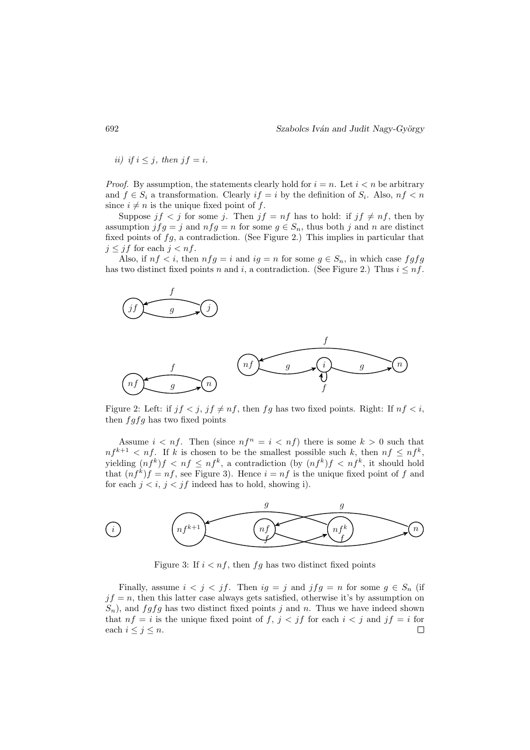*ii) if $i \leq j$, then $jf = i$.*

*Proof.* By assumption, the statements clearly hold for $i = n$. Let $i < n$ be arbitrary and $f \in S_i$ a transformation. Clearly $if = i$ by the definition of $S_i$. Also, $nf < n$ since $i \neq n$ is the unique fixed point of $f$.

Suppose $jf < j$ for some $j$. Then $jf = nf$ has to hold: if $jf \neq nf$, then by assumption $jfg = j$ and $nfg = n$ for some $g \in S_n$, thus both $j$ and $n$ are distinct fixed points of $fg$, a contradiction. (See Figure 2.) This implies in particular that $j \leq jf$ for each $j < nf$.

Also, if $nf < i$, then $nfg = i$ and $ig = n$ for some $g \in S_n$, in which case $fgfg$ has two distinct fixed points $n$ and $i$, a contradiction. (See Figure 2.) Thus $i \leq nf$.

Figure 2: Left: if $jf < j$, $jf \neq nf$, then $fg$ has two fixed points. Right: If $nf < i$, then $fgfg$ has two fixed points

Assume $i < nf$. Then (since $nf^n = i < nf$) there is some $k > 0$ such that $nf^{k+1} < nf$. If $k$ is chosen to be the smallest possible such $k$, then $nf \leq nf^k$, yielding $(nf^k)f < nf \leq nf^k$, a contradiction (by $(nf^k)f < nf^k$, it should hold that $(nf^k)f = nf$, see Figure 3). Hence $i = nf$ is the unique fixed point of $f$ and for each $j < i$, $j < jf$ indeed has to hold, showing i).

Figure 3: If $i < nf$, then $fg$ has two distinct fixed points

Finally, assume $i < j < jf$. Then $ig = j$ and $jfg = n$ for some $g \in S_n$ (if $jf = n$, then this latter case always gets satisfied, otherwise it's by assumption on $S_n$), and $fgfg$ has two distinct fixed points $j$ and $n$. Thus we have indeed shown that $nf = i$ is the unique fixed point of $f$, $j < jf$ for each $i < j$ and $jf = i$ for each $i \leq j \leq n$. $\square$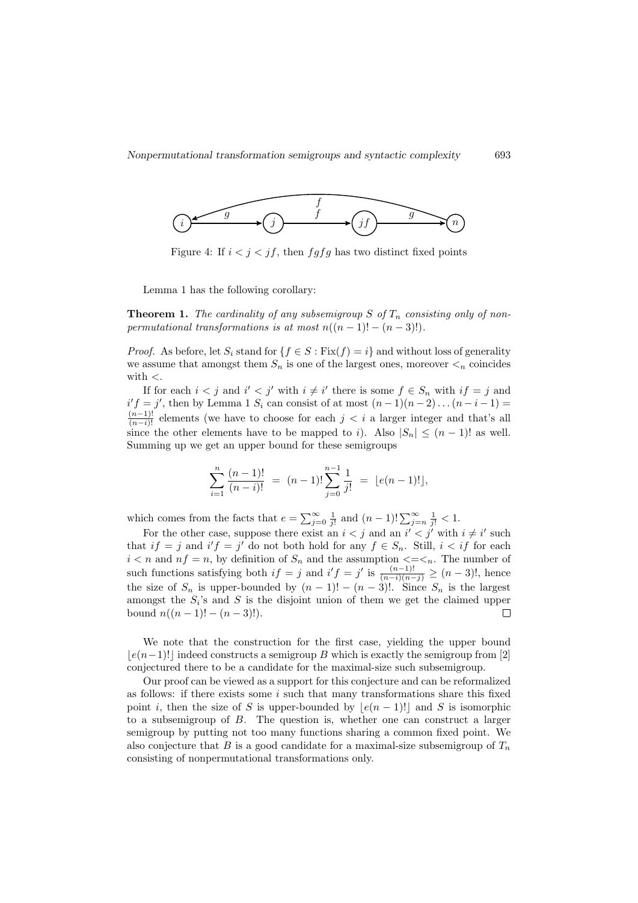Figure 4: If $i < j < jf$, then $fgfg$ has two distinct fixed points

Lemma 1 has the following corollary:

**Theorem 1.** *The cardinality of any subsemigroup $S$ of $T_n$ consisting only of non-permutational transformations is at most $n((n-1)! - (n-3)!)$.*

*Proof.* As before, let $S_i$ stand for $\{f \in S : \mathrm{Fix}(f) = i\}$ and without loss of generality we assume that amongst them $S_n$ is one of the largest ones, moreover $<_n$ coincides with $<$.

If for each $i < j$ and $i' < j'$ with $i \neq i'$ there is some $f \in S_n$ with $if = j$ and $i'f = j'$, then by Lemma 1 $S_i$ can consist of at most $(n-1)(n-2)\dots(n-i-1) = \frac{(n-1)!}{(n-i)!}$ elements (we have to choose for each $j < i$ a larger integer and that's all since the other elements have to be mapped to $i$). Also $|S_n| \leq (n-1)!$ as well. Summing up we get an upper bound for these semigroups

$$\sum_{i=1}^{n} \frac{(n-1)!}{(n-i)!} \;=\; (n-1)! \sum_{j=0}^{n-1} \frac{1}{j!} \;=\; \lfloor e(n-1)! \rfloor,$$

which comes from the facts that $e = \sum_{j=0}^{\infty} \frac{1}{j!}$ and $(n-1)! \sum_{j=n}^{\infty} \frac{1}{j!} < 1$.

For the other case, suppose there exist an $i < j$ and an $i' < j'$ with $i \neq i'$ such that $if = j$ and $i'f = j'$ do not both hold for any $f \in S_n$. Still, $i < if$ for each $i < n$ and $nf = n$, by definition of $S_n$ and the assumption $< = <_n$. The number of such functions satisfying both $if = j$ and $i'f = j'$ is $\frac{(n-1)!}{(n-i)(n-j)} \geq (n-3)!$, hence the size of $S_n$ is upper-bounded by $(n-1)! - (n-3)!$. Since $S_n$ is the largest amongst the $S_i$'s and $S$ is the disjoint union of them we get the claimed upper bound $n((n-1)! - (n-3)!)$. $\square$

We note that the construction for the first case, yielding the upper bound $\lfloor e(n-1)! \rfloor$ indeed constructs a semigroup $B$ which is exactly the semigroup from [2] conjectured there to be a candidate for the maximal-size such subsemigroup.

Our proof can be viewed as a support for this conjecture and can be reformalized as follows: if there exists some $i$ such that many transformations share this fixed point $i$, then the size of $S$ is upper-bounded by $\lfloor e(n-1)! \rfloor$ and $S$ is isomorphic to a subsemigroup of $B$. The question is, whether one can construct a larger semigroup by putting not too many functions sharing a common fixed point. We also conjecture that $B$ is a good candidate for a maximal-size subsemigroup of $T_n$ consisting of nonpermutational transformations only.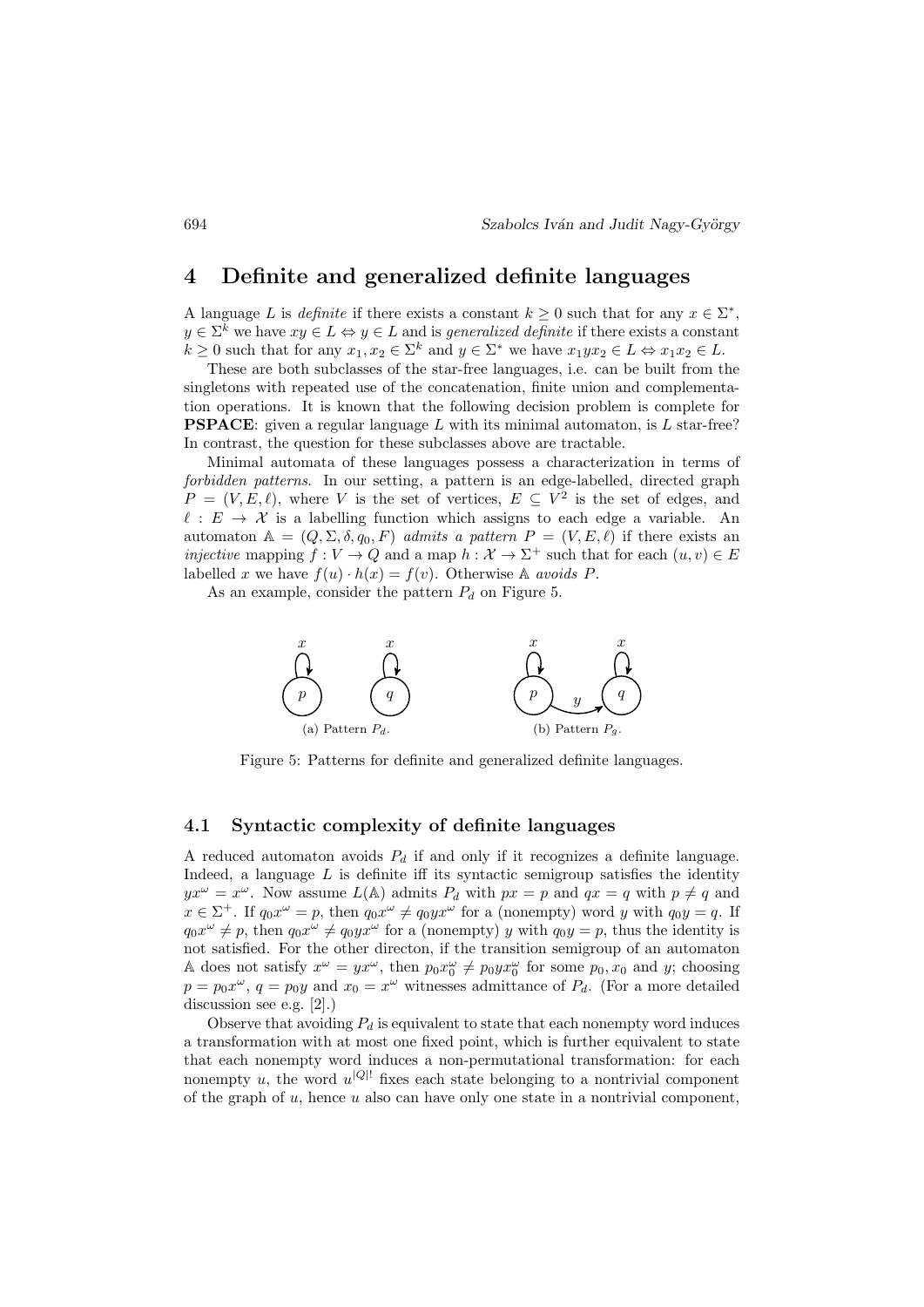## 4 Definite and generalized definite languages

A language $L$ is *definite* if there exists a constant $k \geq 0$ such that for any $x \in \Sigma^*$, $y \in \Sigma^k$ we have $xy \in L \Leftrightarrow y \in L$ and is *generalized definite* if there exists a constant $k \geq 0$ such that for any $x_1, x_2 \in \Sigma^k$ and $y \in \Sigma^*$ we have $x_1yx_2 \in L \Leftrightarrow x_1x_2 \in L$.

These are both subclasses of the star-free languages, i.e. can be built from the singletons with repeated use of the concatenation, finite union and complementation operations. It is known that the following decision problem is complete for **PSPACE**: given a regular language $L$ with its minimal automaton, is $L$ star-free? In contrast, the question for these subclasses above are tractable.

Minimal automata of these languages possess a characterization in terms of *forbidden patterns*. In our setting, a pattern is an edge-labelled, directed graph $P = (V, E, \ell)$, where $V$ is the set of vertices, $E \subseteq V^2$ is the set of edges, and $\ell : E \to \mathcal{X}$ is a labelling function which assigns to each edge a variable. An automaton $\mathbb{A} = (Q, \Sigma, \delta, q_0, F)$ *admits a pattern* $P = (V, E, \ell)$ if there exists an *injective* mapping $f : V \to Q$ and a map $h : \mathcal{X} \to \Sigma^+$ such that for each $(u, v) \in E$ labelled $x$ we have $f(u) \cdot h(x) = f(v)$. Otherwise $\mathbb{A}$ *avoids* $P$.

As an example, consider the pattern $P_d$ on Figure 5.

(a) Pattern $P_d$. (b) Pattern $P_g$.

Figure 5: Patterns for definite and generalized definite languages.

### 4.1 Syntactic complexity of definite languages

A reduced automaton avoids $P_d$ if and only if it recognizes a definite language. Indeed, a language $L$ is definite iff its syntactic semigroup satisfies the identity $yx^\omega = x^\omega$. Now assume $L(\mathbb{A})$ admits $P_d$ with $px = p$ and $qx = q$ with $p \neq q$ and $x \in \Sigma^+$. If $q_0x^\omega = p$, then $q_0x^\omega \neq q_0yx^\omega$ for a (nonempty) word $y$ with $q_0y = q$. If $q_0x^\omega \neq p$, then $q_0x^\omega \neq q_0yx^\omega$ for a (nonempty) $y$ with $q_0y = p$, thus the identity is not satisfied. For the other directon, if the transition semigroup of an automaton $\mathbb{A}$ does not satisfy $x^\omega = yx^\omega$, then $p_0x_0^\omega \neq p_0yx_0^\omega$ for some $p_0, x_0$ and $y$; choosing $p = p_0x^\omega$, $q = p_0y$ and $x_0 = x^\omega$ witnesses admittance of $P_d$. (For a more detailed discussion see e.g. [2].)

Observe that avoiding $P_d$ is equivalent to state that each nonempty word induces a transformation with at most one fixed point, which is further equivalent to state that each nonempty word induces a non-permutational transformation: for each nonempty $u$, the word $u^{|Q|!}$ fixes each state belonging to a nontrivial component of the graph of $u$, hence $u$ also can have only one state in a nontrivial component,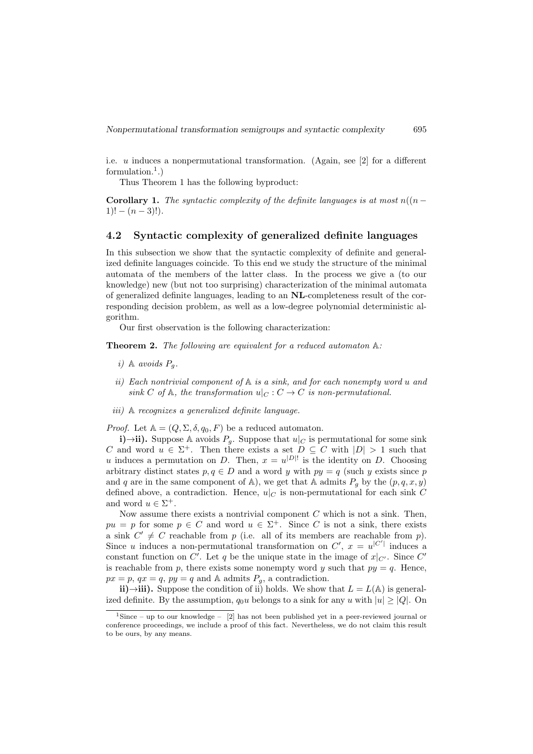i.e. $u$ induces a nonpermutational transformation. (Again, see [2] for a different formulation.[1].)

Thus Theorem 1 has the following byproduct:

**Corollary 1.** *The syntactic complexity of the definite languages is at most $n((n-1)! - (n-3)!)$.*

## 4.2 Syntactic complexity of generalized definite languages

In this subsection we show that the syntactic complexity of definite and generalized definite languages coincide. To this end we study the structure of the minimal automata of the members of the latter class. In the process we give a (to our knowledge) new (but not too surprising) characterization of the minimal automata of generalized definite languages, leading to an **NL**-completeness result of the corresponding decision problem, as well as a low-degree polynomial deterministic algorithm.

Our first observation is the following characterization:

**Theorem 2.** *The following are equivalent for a reduced automaton $\mathbb{A}$:*

- *i) $\mathbb{A}$ avoids $P_g$.*
- *ii) Each nontrivial component of $\mathbb{A}$ is a sink, and for each nonempty word $u$ and sink $C$ of $\mathbb{A}$, the transformation $u|_C : C \to C$ is non-permutational.*
- *iii) $\mathbb{A}$ recognizes a generalized definite language.*

*Proof.* Let $\mathbb{A} = (Q, \Sigma, \delta, q_0, F)$ be a reduced automaton.

**i)→ii).** Suppose $\mathbb{A}$ avoids $P_g$. Suppose that $u|_C$ is permutational for some sink $C$ and word $u \in \Sigma^+$. Then there exists a set $D \subseteq C$ with $|D| > 1$ such that $u$ induces a permutation on $D$. Then, $x = u^{|D|!}$ is the identity on $D$. Choosing arbitrary distinct states $p, q \in D$ and a word $y$ with $py = q$ (such $y$ exists since $p$ and $q$ are in the same component of $\mathbb{A}$), we get that $\mathbb{A}$ admits $P_g$ by the $(p, q, x, y)$ defined above, a contradiction. Hence, $u|_C$ is non-permutational for each sink $C$ and word $u \in \Sigma^+$.

Now assume there exists a nontrivial component $C$ which is not a sink. Then, $pu = p$ for some $p \in C$ and word $u \in \Sigma^+$. Since $C$ is not a sink, there exists a sink $C' \neq C$ reachable from $p$ (i.e. all of its members are reachable from $p$). Since $u$ induces a non-permutational transformation on $C'$, $x = u^{|C'|}$ induces a constant function on $C'$. Let $q$ be the unique state in the image of $x|_{C'}$. Since $C'$ is reachable from $p$, there exists some nonempty word $y$ such that $py = q$. Hence, $px = p$, $qx = q$, $py = q$ and $\mathbb{A}$ admits $P_g$, a contradiction.

**ii)→iii).** Suppose the condition of ii) holds. We show that $L = L(\mathbb{A})$ is generalized definite. By the assumption, $q_0u$ belongs to a sink for any $u$ with $|u| \geq |Q|$. On

[1] Since – up to our knowledge – [2] has not been published yet in a peer-reviewed journal or conference proceedings, we include a proof of this fact. Nevertheless, we do not claim this result to be ours, by any means.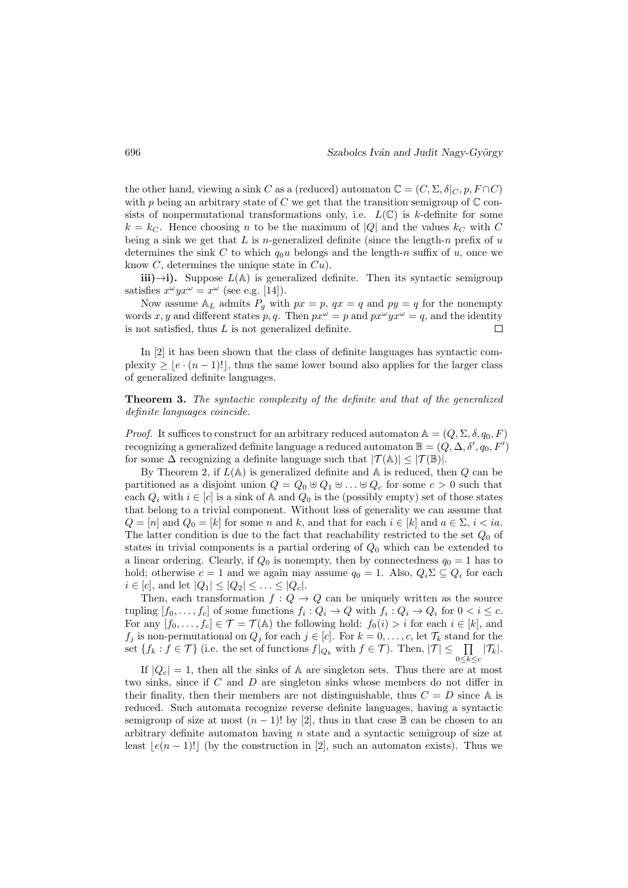the other hand, viewing a sink $C$ as a (reduced) automaton $\mathbb{C} = (C, \Sigma, \delta|_C, p, F \cap C)$ with $p$ being an arbitrary state of $C$ we get that the transition semigroup of $\mathbb{C}$ consists of nonpermutational transformations only, i.e. $L(\mathbb{C})$ is $k$-definite for some $k = k_C$. Hence choosing $n$ to be the maximum of $|Q|$ and the values $k_C$ with $C$ being a sink we get that $L$ is $n$-generalized definite (since the length-$n$ prefix of $u$ determines the sink $C$ to which $q_0u$ belongs and the length-$n$ suffix of $u$, once we know $C$, determines the unique state in $Cu$).

**iii)→i).** Suppose $L(\mathbb{A})$ is generalized definite. Then its syntactic semigroup satisfies $x^\omega y x^\omega = x^\omega$ (see e.g. [14]).

Now assume $\mathbb{A}_L$ admits $P_g$ with $px = p$, $qx = q$ and $py = q$ for the nonempty words $x, y$ and different states $p, q$. Then $px^\omega = p$ and $px^\omega y x^\omega = q$, and the identity is not satisfied, thus $L$ is not generalized definite. □

In [2] it has been shown that the class of definite languages has syntactic complexity $\geq \lfloor e \cdot (n-1)! \rfloor$, thus the same lower bound also applies for the larger class of generalized definite languages.

**Theorem 3.** *The syntactic complexity of the definite and that of the generalized definite languages coincide.*

*Proof.* It suffices to construct for an arbitrary reduced automaton $\mathbb{A} = (Q, \Sigma, \delta, q_0, F)$ recognizing a generalized definite language a reduced automaton $\mathbb{B} = (Q, \Delta, \delta', q_0, F')$ for some $\Delta$ recognizing a definite language such that $|\mathcal{T}(\mathbb{A})| \leq |\mathcal{T}(\mathbb{B})|$.

By Theorem 2, if $L(\mathbb{A})$ is generalized definite and $\mathbb{A}$ is reduced, then $Q$ can be partitioned as a disjoint union $Q = Q_0 \uplus Q_1 \uplus \ldots \uplus Q_c$ for some $c > 0$ such that each $Q_i$ with $i \in [c]$ is a sink of $\mathbb{A}$ and $Q_0$ is the (possibly empty) set of those states that belong to a trivial component. Without loss of generality we can assume that $Q = [n]$ and $Q_0 = [k]$ for some $n$ and $k$, and that for each $i \in [k]$ and $a \in \Sigma$, $i < ia$. The latter condition is due to the fact that reachability restricted to the set $Q_0$ of states in trivial components is a partial ordering of $Q_0$ which can be extended to a linear ordering. Clearly, if $Q_0$ is nonempty, then by connectedness $q_0 = 1$ has to hold; otherwise $c = 1$ and we again may assume $q_0 = 1$. Also, $Q_i\Sigma \subseteq Q_i$ for each $i \in [c]$, and let $|Q_1| \leq |Q_2| \leq \ldots \leq |Q_c|$.

Then, each transformation $f : Q \to Q$ can be uniquely written as the source tupling $[f_0, \ldots, f_c]$ of some functions $f_i : Q_i \to Q$ with $f_i : Q_i \to Q_i$ for $0 < i \leq c$. For any $[f_0, \ldots, f_c] \in \mathcal{T} = \mathcal{T}(\mathbb{A})$ the following hold: $f_0(i) > i$ for each $i \in [k]$, and $f_j$ is non-permutational on $Q_j$ for each $j \in [c]$. For $k = 0, \ldots, c$, let $\mathcal{T}_k$ stand for the set $\{f_k : f \in \mathcal{T}\}$ (i.e. the set of functions $f|_{Q_k}$ with $f \in \mathcal{T}$). Then, $|\mathcal{T}| \leq \prod_{0 \leq k \leq c} |\mathcal{T}_k|$.

If $|Q_c| = 1$, then all the sinks of $\mathbb{A}$ are singleton sets. Thus there are at most two sinks, since if $C$ and $D$ are singleton sinks whose members do not differ in their finality, then their members are not distinguishable, thus $C = D$ since $\mathbb{A}$ is reduced. Such automata recognize reverse definite languages, having a syntactic semigroup of size at most $(n-1)!$ by [2], thus in that case $\mathbb{B}$ can be chosen to an arbitrary definite automaton having $n$ state and a syntactic semigroup of size at least $\lfloor e(n-1)! \rfloor$ (by the construction in [2], such an automaton exists). Thus we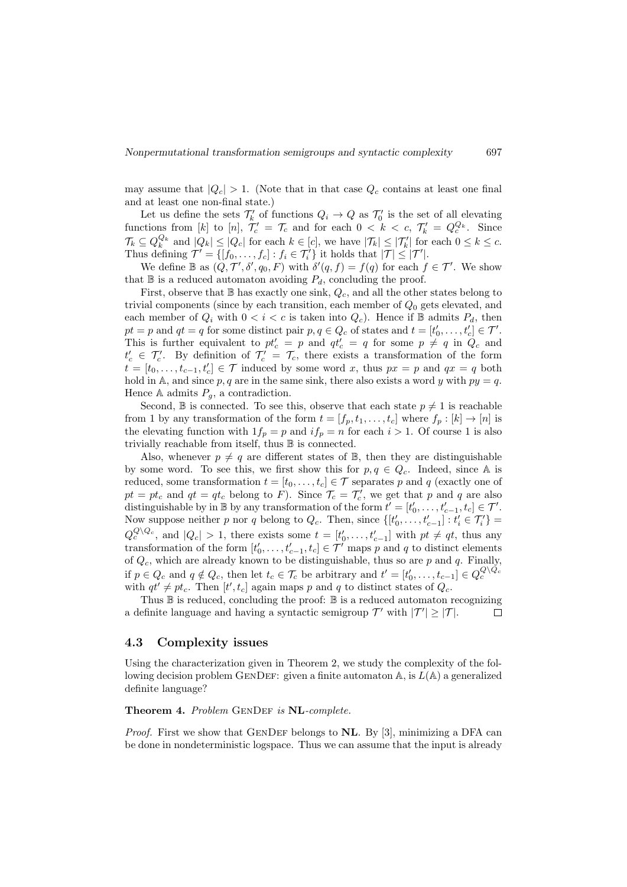may assume that $|Q_c| > 1$. (Note that in that case $Q_c$ contains at least one final and at least one non-final state.)

Let us define the sets $\mathcal{T}'_k$ of functions $Q_i \to Q$ as $\mathcal{T}'_0$ is the set of all elevating functions from $[k]$ to $[n]$, $\mathcal{T}'_c = \mathcal{T}_c$ and for each $0 < k < c$, $\mathcal{T}'_k = Q_c^{Q_k}$. Since $\mathcal{T}_k \subseteq Q_k^{Q_k}$ and $|Q_k| \leq |Q_c|$ for each $k \in [c]$, we have $|\mathcal{T}_k| \leq |\mathcal{T}'_k|$ for each $0 \leq k \leq c$. Thus defining $\mathcal{T}' = \{[f_0, \ldots, f_c] : f_i \in \mathcal{T}'_i\}$ it holds that $|\mathcal{T}| \leq |\mathcal{T}'|$.

We define $\mathbb{B}$ as $(Q, \mathcal{T}', \delta', q_0, F)$ with $\delta'(q, f) = f(q)$ for each $f \in \mathcal{T}'$. We show that $\mathbb{B}$ is a reduced automaton avoiding $P_d$, concluding the proof.

First, observe that $\mathbb{B}$ has exactly one sink, $Q_c$, and all the other states belong to trivial components (since by each transition, each member of $Q_0$ gets elevated, and each member of $Q_i$ with $0 < i < c$ is taken into $Q_c$). Hence if $\mathbb{B}$ admits $P_d$, then $pt = p$ and $qt = q$ for some distinct pair $p, q \in Q_c$ of states and $t = [t'_0, \ldots, t'_c] \in \mathcal{T}'$. This is further equivalent to $pt'_c = p$ and $qt'_c = q$ for some $p \neq q$ in $Q_c$ and $t'_c \in \mathcal{T}'_c$. By definition of $\mathcal{T}'_c = \mathcal{T}_c$, there exists a transformation of the form $t = [t_0, \ldots, t_{c-1}, t'_c] \in \mathcal{T}$ induced by some word $x$, thus $px = p$ and $qx = q$ both hold in $\mathbb{A}$, and since $p, q$ are in the same sink, there also exists a word $y$ with $py = q$. Hence $\mathbb{A}$ admits $P_g$, a contradiction.

Second, $\mathbb{B}$ is connected. To see this, observe that each state $p \neq 1$ is reachable from 1 by any transformation of the form $t = [f_p, t_1, \ldots, t_c]$ where $f_p : [k] \to [n]$ is the elevating function with $1f_p = p$ and $if_p = n$ for each $i > 1$. Of course 1 is also trivially reachable from itself, thus $\mathbb{B}$ is connected.

Also, whenever $p \neq q$ are different states of $\mathbb{B}$, then they are distinguishable by some word. To see this, we first show this for $p, q \in Q_c$. Indeed, since $\mathbb{A}$ is reduced, some transformation $t = [t_0, \ldots, t_c] \in \mathcal{T}$ separates $p$ and $q$ (exactly one of $pt = pt_c$ and $qt = qt_c$ belong to $F$). Since $\mathcal{T}_c = \mathcal{T}'_c$, we get that $p$ and $q$ are also distinguishable by in $\mathbb{B}$ by any transformation of the form $t' = [t'_0, \ldots, t'_{c-1}, t_c] \in \mathcal{T}'$. Now suppose neither $p$ nor $q$ belong to $Q_c$. Then, since $\{[t'_0, \ldots, t'_{c-1}] : t'_i \in \mathcal{T}'_i\} = Q_c^{Q \setminus Q_c}$, and $|Q_c| > 1$, there exists some $t = [t'_0, \ldots, t'_{c-1}]$ with $pt \neq qt$, thus any transformation of the form $[t'_0, \ldots, t'_{c-1}, t_c] \in \mathcal{T}'$ maps $p$ and $q$ to distinct elements of $Q_c$, which are already known to be distinguishable, thus so are $p$ and $q$. Finally, if $p \in Q_c$ and $q \notin Q_c$, then let $t_c \in \mathcal{T}_c$ be arbitrary and $t' = [t'_0, \ldots, t_{c-1}] \in Q_c^{Q \setminus Q_c}$ with $qt' \neq pt_c$. Then $[t', t_c]$ again maps $p$ and $q$ to distinct states of $Q_c$.

Thus $\mathbb{B}$ is reduced, concluding the proof: $\mathbb{B}$ is a reduced automaton recognizing a definite language and having a syntactic semigroup $\mathcal{T}'$ with $|\mathcal{T}'| \geq |\mathcal{T}|$. $\square$

### 4.3 Complexity issues

Using the characterization given in Theorem 2, we study the complexity of the following decision problem GenDef: given a finite automaton $\mathbb{A}$, is $L(\mathbb{A})$ a generalized definite language?

**Theorem 4.** *Problem* GenDef *is* **NL***-complete.*

*Proof.* First we show that GenDef belongs to **NL**. By [3], minimizing a DFA can be done in nondeterministic logspace. Thus we can assume that the input is already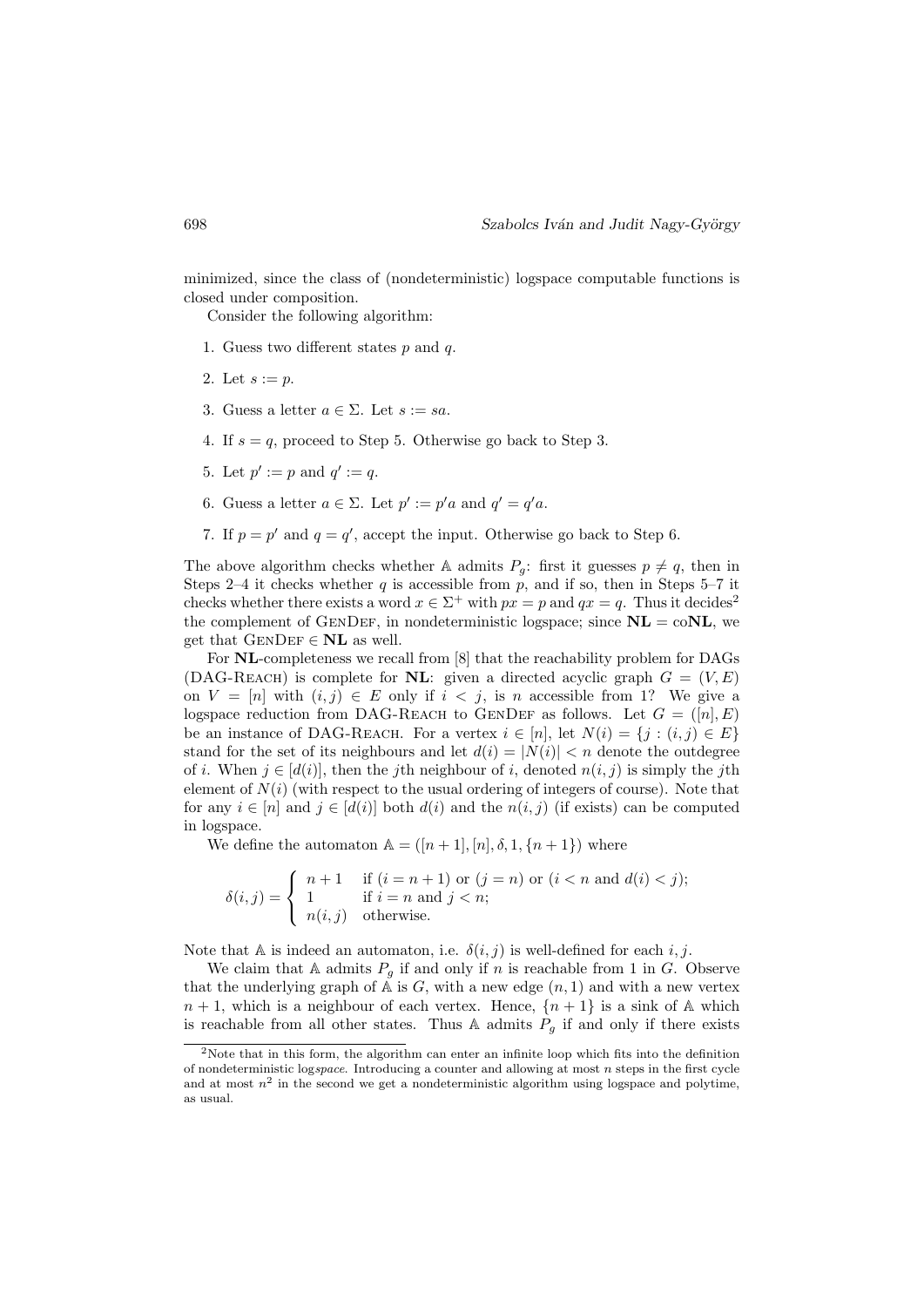minimized, since the class of (nondeterministic) logspace computable functions is closed under composition.

Consider the following algorithm:

1. Guess two different states $p$ and $q$.
2. Let $s := p$.
3. Guess a letter $a \in \Sigma$. Let $s := sa$.
4. If $s = q$, proceed to Step 5. Otherwise go back to Step 3.
5. Let $p' := p$ and $q' := q$.
6. Guess a letter $a \in \Sigma$. Let $p' := p'a$ and $q' = q'a$.
7. If $p = p'$ and $q = q'$, accept the input. Otherwise go back to Step 6.

The above algorithm checks whether $\mathbb{A}$ admits $P_g$: first it guesses $p \neq q$, then in Steps 2–4 it checks whether $q$ is accessible from $p$, and if so, then in Steps 5–7 it checks whether there exists a word $x \in \Sigma^+$ with $px = p$ and $qx = q$. Thus it decides[2] the complement of GenDef, in nondeterministic logspace; since $\mathbf{NL} = \mathrm{co}\mathbf{NL}$, we get that GenDef $\in \mathbf{NL}$ as well.

For $\mathbf{NL}$-completeness we recall from [8] that the reachability problem for DAGs (DAG-Reach) is complete for $\mathbf{NL}$: given a directed acyclic graph $G = (V, E)$ on $V = [n]$ with $(i, j) \in E$ only if $i < j$, is $n$ accessible from 1? We give a logspace reduction from DAG-Reach to GenDef as follows. Let $G = ([n], E)$ be an instance of DAG-Reach. For a vertex $i \in [n]$, let $N(i) = \{j : (i, j) \in E\}$ stand for the set of its neighbours and let $d(i) = |N(i)| < n$ denote the outdegree of $i$. When $j \in [d(i)]$, then the $j$th neighbour of $i$, denoted $n(i, j)$ is simply the $j$th element of $N(i)$ (with respect to the usual ordering of integers of course). Note that for any $i \in [n]$ and $j \in [d(i)]$ both $d(i)$ and the $n(i, j)$ (if exists) can be computed in logspace.

We define the automaton $\mathbb{A} = ([n+1], [n], \delta, 1, \{n+1\})$ where

$$\delta(i, j) = \begin{cases} n+1 & \text{if } (i = n+1) \text{ or } (j = n) \text{ or } (i < n \text{ and } d(i) < j); \\ 1 & \text{if } i = n \text{ and } j < n; \\ n(i, j) & \text{otherwise.} \end{cases}$$

Note that $\mathbb{A}$ is indeed an automaton, i.e. $\delta(i, j)$ is well-defined for each $i, j$.

We claim that $\mathbb{A}$ admits $P_g$ if and only if $n$ is reachable from 1 in $G$. Observe that the underlying graph of $\mathbb{A}$ is $G$, with a new edge $(n, 1)$ and with a new vertex $n + 1$, which is a neighbour of each vertex. Hence, $\{n + 1\}$ is a sink of $\mathbb{A}$ which is reachable from all other states. Thus $\mathbb{A}$ admits $P_g$ if and only if there exists

---

[2] Note that in this form, the algorithm can enter an infinite loop which fits into the definition of nondeterministic log*space*. Introducing a counter and allowing at most $n$ steps in the first cycle and at most $n^2$ in the second we get a nondeterministic algorithm using logspace and polytime, as usual.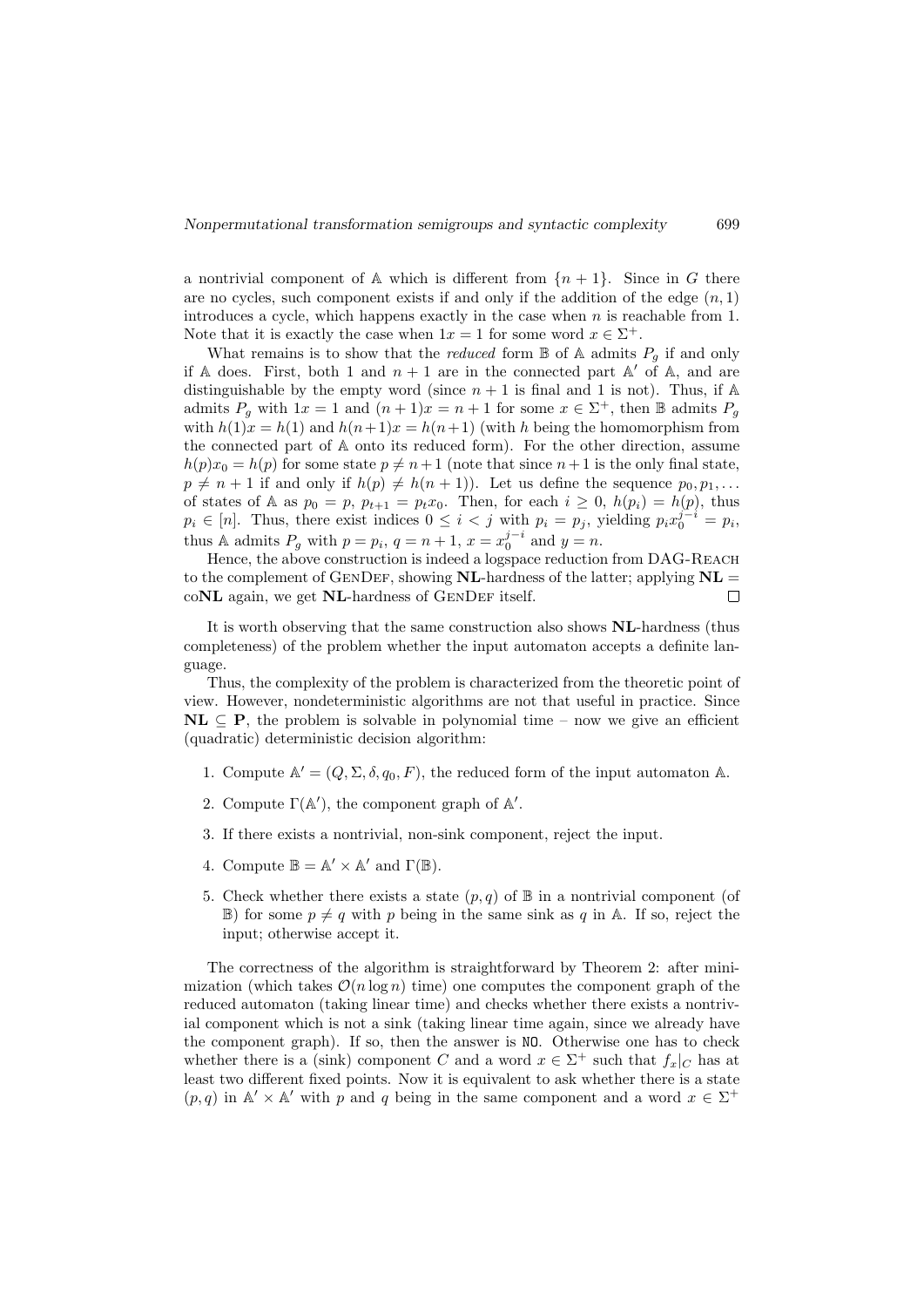a nontrivial component of $\mathbb{A}$ which is different from $\{n+1\}$. Since in $G$ there are no cycles, such component exists if and only if the addition of the edge $(n,1)$ introduces a cycle, which happens exactly in the case when $n$ is reachable from 1. Note that it is exactly the case when $1x = 1$ for some word $x \in \Sigma^+$.

What remains is to show that the *reduced* form $\mathbb{B}$ of $\mathbb{A}$ admits $P_g$ if and only if $\mathbb{A}$ does. First, both 1 and $n+1$ are in the connected part $\mathbb{A}'$ of $\mathbb{A}$, and are distinguishable by the empty word (since $n+1$ is final and 1 is not). Thus, if $\mathbb{A}$ admits $P_g$ with $1x = 1$ and $(n+1)x = n+1$ for some $x \in \Sigma^+$, then $\mathbb{B}$ admits $P_g$ with $h(1)x = h(1)$ and $h(n+1)x = h(n+1)$ (with $h$ being the homomorphism from the connected part of $\mathbb{A}$ onto its reduced form). For the other direction, assume $h(p)x_0 = h(p)$ for some state $p \neq n+1$ (note that since $n+1$ is the only final state, $p \neq n+1$ if and only if $h(p) \neq h(n+1)$). Let us define the sequence $p_0, p_1, \dots$ of states of $\mathbb{A}$ as $p_0 = p$, $p_{t+1} = p_t x_0$. Then, for each $i \geq 0$, $h(p_i) = h(p)$, thus $p_i \in [n]$. Thus, there exist indices $0 \leq i < j$ with $p_i = p_j$, yielding $p_i x_0^{j-i} = p_i$, thus $\mathbb{A}$ admits $P_g$ with $p = p_i$, $q = n+1$, $x = x_0^{j-i}$ and $y = n$.

Hence, the above construction is indeed a logspace reduction from DAG-Reach to the complement of GenDef, showing **NL**-hardness of the latter; applying **NL** = co**NL** again, we get **NL**-hardness of GenDef itself. □

It is worth observing that the same construction also shows **NL**-hardness (thus completeness) of the problem whether the input automaton accepts a definite language.

Thus, the complexity of the problem is characterized from the theoretic point of view. However, nondeterministic algorithms are not that useful in practice. Since $\mathbf{NL} \subseteq \mathbf{P}$, the problem is solvable in polynomial time – now we give an efficient (quadratic) deterministic decision algorithm:

1. Compute $\mathbb{A}' = (Q, \Sigma, \delta, q_0, F)$, the reduced form of the input automaton $\mathbb{A}$.
2. Compute $\Gamma(\mathbb{A}')$, the component graph of $\mathbb{A}'$.
3. If there exists a nontrivial, non-sink component, reject the input.
4. Compute $\mathbb{B} = \mathbb{A}' \times \mathbb{A}'$ and $\Gamma(\mathbb{B})$.
5. Check whether there exists a state $(p,q)$ of $\mathbb{B}$ in a nontrivial component (of $\mathbb{B}$) for some $p \neq q$ with $p$ being in the same sink as $q$ in $\mathbb{A}$. If so, reject the input; otherwise accept it.

The correctness of the algorithm is straightforward by Theorem 2: after minimization (which takes $\mathcal{O}(n \log n)$ time) one computes the component graph of the reduced automaton (taking linear time) and checks whether there exists a nontrivial component which is not a sink (taking linear time again, since we already have the component graph). If so, then the answer is NO. Otherwise one has to check whether there is a (sink) component $C$ and a word $x \in \Sigma^+$ such that $f_x|_C$ has at least two different fixed points. Now it is equivalent to ask whether there is a state $(p,q)$ in $\mathbb{A}' \times \mathbb{A}'$ with $p$ and $q$ being in the same component and a word $x \in \Sigma^+$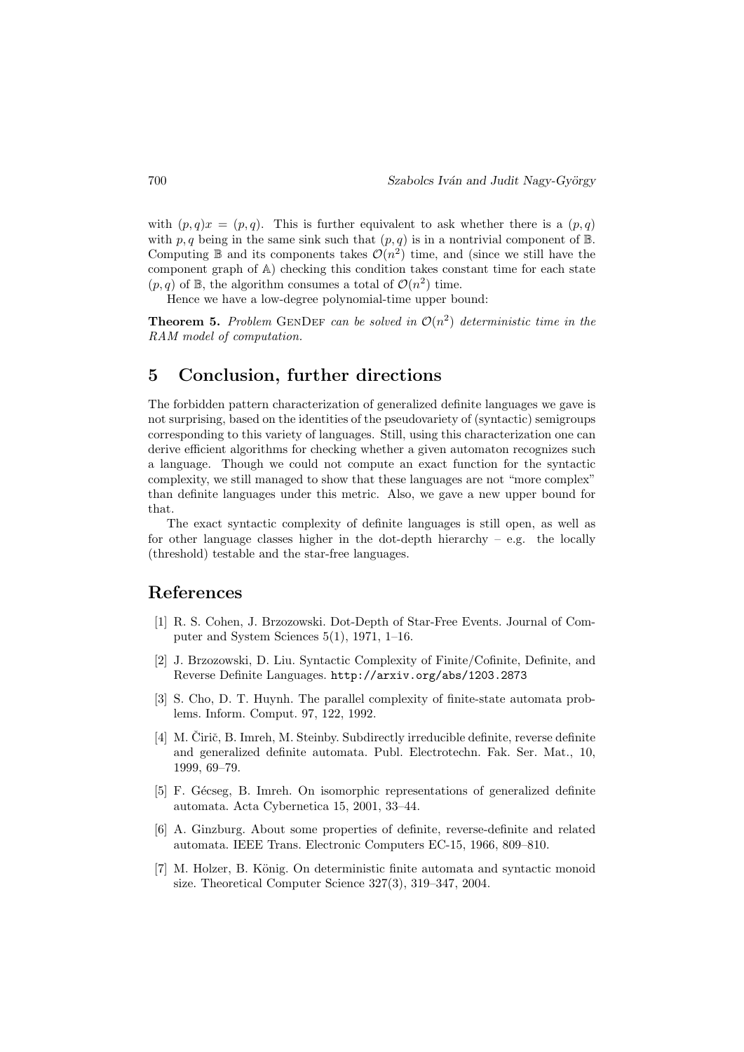with $(p,q)x = (p,q)$. This is further equivalent to ask whether there is a $(p,q)$ with $p,q$ being in the same sink such that $(p,q)$ is in a nontrivial component of $\mathbb{B}$. Computing $\mathbb{B}$ and its components takes $\mathcal{O}(n^2)$ time, and (since we still have the component graph of $\mathbb{A}$) checking this condition takes constant time for each state $(p,q)$ of $\mathbb{B}$, the algorithm consumes a total of $\mathcal{O}(n^2)$ time.

Hence we have a low-degree polynomial-time upper bound:

**Theorem 5.** *Problem* GenDef *can be solved in* $\mathcal{O}(n^2)$ *deterministic time in the RAM model of computation.*

## 5 Conclusion, further directions

The forbidden pattern characterization of generalized definite languages we gave is not surprising, based on the identities of the pseudovariety of (syntactic) semigroups corresponding to this variety of languages. Still, using this characterization one can derive efficient algorithms for checking whether a given automaton recognizes such a language. Though we could not compute an exact function for the syntactic complexity, we still managed to show that these languages are not "more complex" than definite languages under this metric. Also, we gave a new upper bound for that.

The exact syntactic complexity of definite languages is still open, as well as for other language classes higher in the dot-depth hierarchy – e.g. the locally (threshold) testable and the star-free languages.

## References

[1] R. S. Cohen, J. Brzozowski. Dot-Depth of Star-Free Events. Journal of Computer and System Sciences 5(1), 1971, 1–16.

[2] J. Brzozowski, D. Liu. Syntactic Complexity of Finite/Cofinite, Definite, and Reverse Definite Languages. http://arxiv.org/abs/1203.2873

[3] S. Cho, D. T. Huynh. The parallel complexity of finite-state automata problems. Inform. Comput. 97, 122, 1992.

[4] M. Ćirič, B. Imreh, M. Steinby. Subdirectly irreducible definite, reverse definite and generalized definite automata. Publ. Electrotechn. Fak. Ser. Mat., 10, 1999, 69–79.

[5] F. Gécseg, B. Imreh. On isomorphic representations of generalized definite automata. Acta Cybernetica 15, 2001, 33–44.

[6] A. Ginzburg. About some properties of definite, reverse-definite and related automata. IEEE Trans. Electronic Computers EC-15, 1966, 809–810.

[7] M. Holzer, B. König. On deterministic finite automata and syntactic monoid size. Theoretical Computer Science 327(3), 319–347, 2004.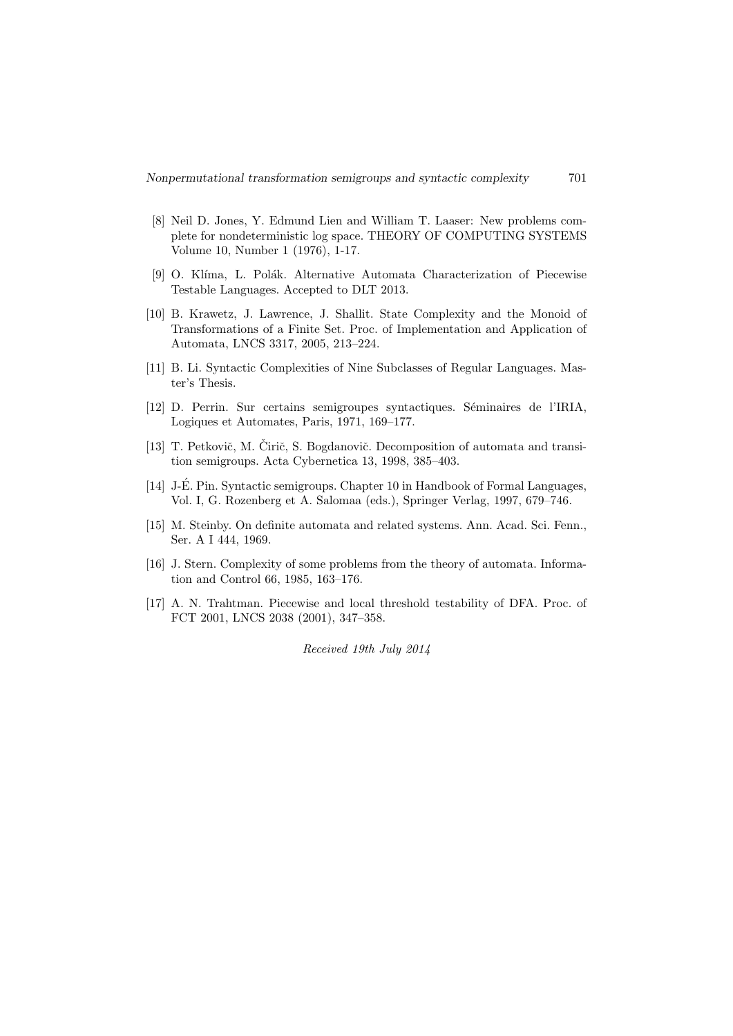[8] Neil D. Jones, Y. Edmund Lien and William T. Laaser: New problems complete for nondeterministic log space. THEORY OF COMPUTING SYSTEMS Volume 10, Number 1 (1976), 1-17.

[9] O. Klíma, L. Polák. Alternative Automata Characterization of Piecewise Testable Languages. Accepted to DLT 2013.

[10] B. Krawetz, J. Lawrence, J. Shallit. State Complexity and the Monoid of Transformations of a Finite Set. Proc. of Implementation and Application of Automata, LNCS 3317, 2005, 213–224.

[11] B. Li. Syntactic Complexities of Nine Subclasses of Regular Languages. Master's Thesis.

[12] D. Perrin. Sur certains semigroupes syntactiques. Séminaires de l'IRIA, Logiques et Automates, Paris, 1971, 169–177.

[13] T. Petkovič, M. Čirič, S. Bogdanovič. Decomposition of automata and transition semigroups. Acta Cybernetica 13, 1998, 385–403.

[14] J-É. Pin. Syntactic semigroups. Chapter 10 in Handbook of Formal Languages, Vol. I, G. Rozenberg et A. Salomaa (eds.), Springer Verlag, 1997, 679–746.

[15] M. Steinby. On definite automata and related systems. Ann. Acad. Sci. Fenn., Ser. A I 444, 1969.

[16] J. Stern. Complexity of some problems from the theory of automata. Information and Control 66, 1985, 163–176.

[17] A. N. Trahtman. Piecewise and local threshold testability of DFA. Proc. of FCT 2001, LNCS 2038 (2001), 347–358.

*Received 19th July 2014*